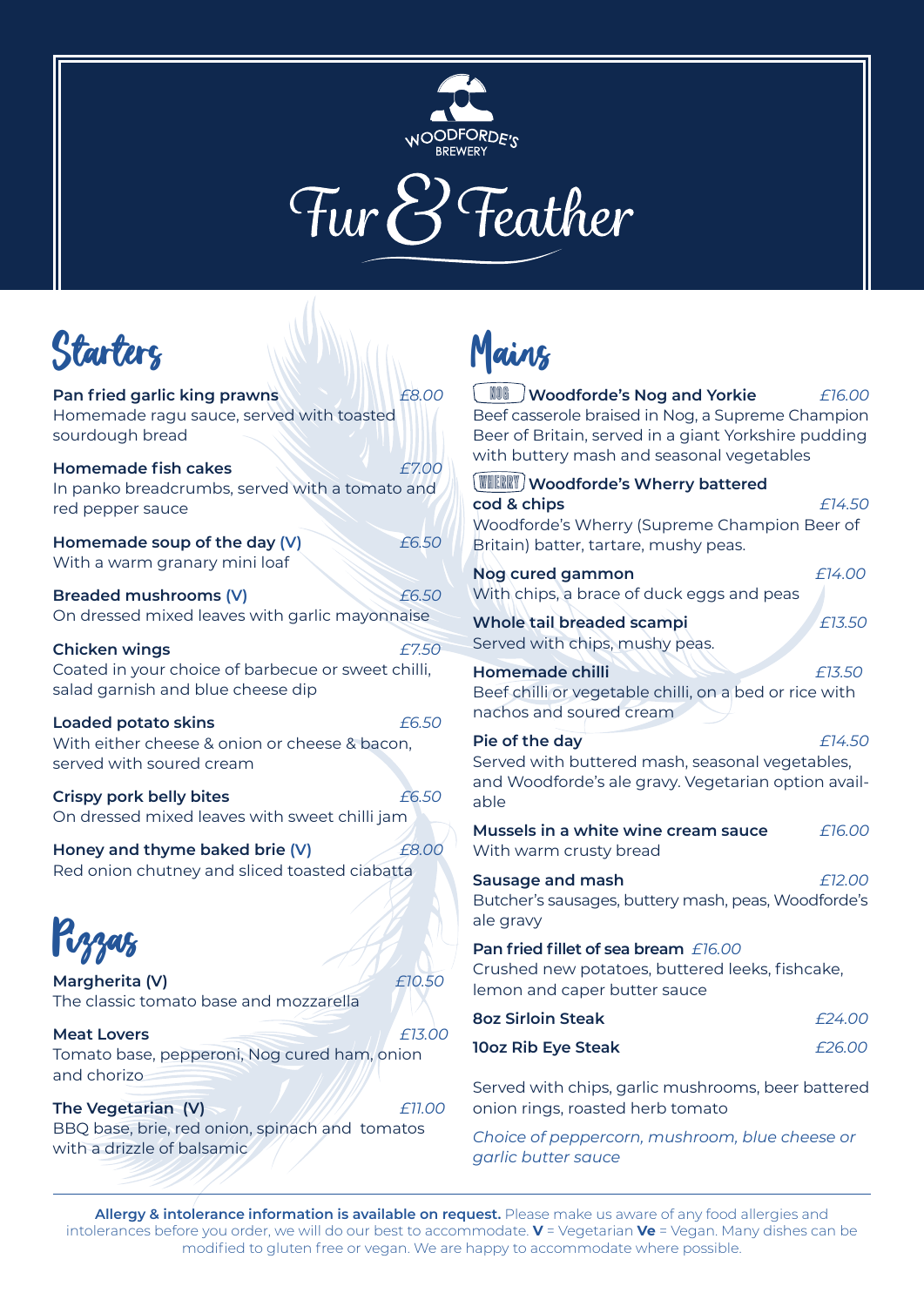WOODFORDE'S BREWERY

# Fur & Feather

## Starters

**Pan fried garlic king prawns** *£8.00*
Homemade ragu sauce, served with toasted sourdough bread

**Homemade fish cakes** *£7.00*
In panko breadcrumbs, served with a tomato and red pepper sauce

**Homemade soup of the day (V)** *£6.50*
With a warm granary mini loaf

**Breaded mushrooms (V)** *£6.50*
On dressed mixed leaves with garlic mayonnaise

**Chicken wings** *£7.50*
Coated in your choice of barbecue or sweet chilli, salad garnish and blue cheese dip

**Loaded potato skins** *£6.50*
With either cheese & onion or cheese & bacon, served with soured cream

**Crispy pork belly bites** *£6.50*
On dressed mixed leaves with sweet chilli jam

**Honey and thyme baked brie (V)** *£8.00*
Red onion chutney and sliced toasted ciabatta

## Pizzas

**Margherita (V)** *£10.50*
The classic tomato base and mozzarella

**Meat Lovers** *£13.00*
Tomato base, pepperoni, Nog cured ham, onion and chorizo

**The Vegetarian (V)** *£11.00*
BBQ base, brie, red onion, spinach and tomatos with a drizzle of balsamic

## Mains

NOG **Woodforde's Nog and Yorkie** *£16.00*
Beef casserole braised in Nog, a Supreme Champion Beer of Britain, served in a giant Yorkshire pudding with buttery mash and seasonal vegetables

WHERRY **Woodforde's Wherry battered cod & chips** *£14.50*
Woodforde's Wherry (Supreme Champion Beer of Britain) batter, tartare, mushy peas.

**Nog cured gammon** *£14.00*
With chips, a brace of duck eggs and peas

**Whole tail breaded scampi** *£13.50*
Served with chips, mushy peas.

**Homemade chilli** *£13.50*
Beef chilli or vegetable chilli, on a bed or rice with nachos and soured cream

**Pie of the day** *£14.50*
Served with buttered mash, seasonal vegetables, and Woodforde's ale gravy. Vegetarian option available

**Mussels in a white wine cream sauce** *£16.00*
With warm crusty bread

**Sausage and mash** *£12.00*
Butcher's sausages, buttery mash, peas, Woodforde's ale gravy

**Pan fried fillet of sea bream** *£16.00*
Crushed new potatoes, buttered leeks, fishcake, lemon and caper butter sauce

**8oz Sirloin Steak** *£24.00*

**10oz Rib Eye Steak** *£26.00*

Served with chips, garlic mushrooms, beer battered onion rings, roasted herb tomato

*Choice of peppercorn, mushroom, blue cheese or garlic butter sauce*

---

**Allergy & intolerance information is available on request.** Please make us aware of any food allergies and intolerances before you order, we will do our best to accommodate. **V** = Vegetarian **Ve** = Vegan. Many dishes can be modified to gluten free or vegan. We are happy to accommodate where possible.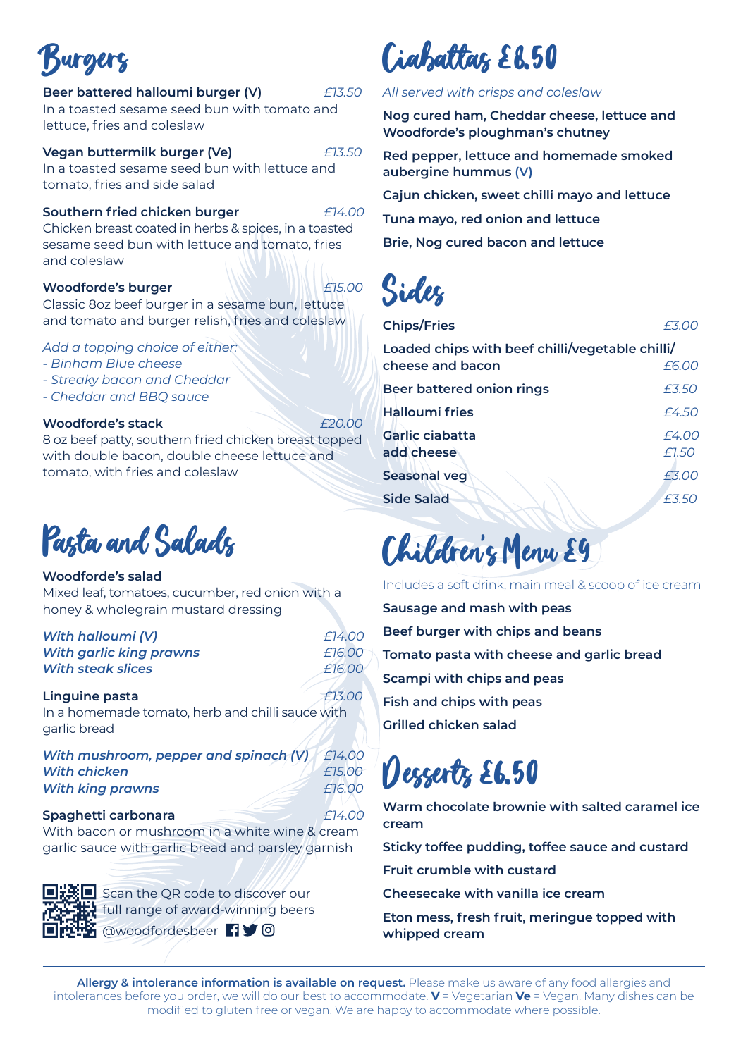# Burgers

**Beer battered halloumi burger (V)** *£13.50*
In a toasted sesame seed bun with tomato and lettuce, fries and coleslaw

**Vegan buttermilk burger (Ve)** *£13.50*
In a toasted sesame seed bun with lettuce and tomato, fries and side salad

**Southern fried chicken burger** *£14.00*
Chicken breast coated in herbs & spices, in a toasted sesame seed bun with lettuce and tomato, fries and coleslaw

**Woodforde's burger** *£15.00*
Classic 8oz beef burger in a sesame bun, lettuce and tomato and burger relish, fries and coleslaw

*Add a topping choice of either:*
*- Binham Blue cheese*
*- Streaky bacon and Cheddar*
*- Cheddar and BBQ sauce*

**Woodforde's stack** *£20.00*
8 oz beef patty, southern fried chicken breast topped with double bacon, double cheese lettuce and tomato, with fries and coleslaw

# Pasta and Salads

**Woodforde's salad**
Mixed leaf, tomatoes, cucumber, red onion with a honey & wholegrain mustard dressing

***With halloumi (V)*** *£14.00*
***With garlic king prawns*** *£16.00*
***With steak slices*** *£16.00*

**Linguine pasta** *£13.00*
In a homemade tomato, herb and chilli sauce with garlic bread

***With mushroom, pepper and spinach (V)*** *£14.00*
***With chicken*** *£15.00*
***With king prawns*** *£16.00*

**Spaghetti carbonara** *£14.00*
With bacon or mushroom in a white wine & cream garlic sauce with garlic bread and parsley garnish

Scan the QR code to discover our full range of award-winning beers
@woodfordesbeer

# Ciabattas £8.50

*All served with crisps and coleslaw*

**Nog cured ham, Cheddar cheese, lettuce and Woodforde's ploughman's chutney**

**Red pepper, lettuce and homemade smoked aubergine hummus (V)**

**Cajun chicken, sweet chilli mayo and lettuce**

**Tuna mayo, red onion and lettuce**

**Brie, Nog cured bacon and lettuce**

# Sides

**Chips/Fries** *£3.00*
**Loaded chips with beef chilli/vegetable chilli/ cheese and bacon** *£6.00*
**Beer battered onion rings** *£3.50*
**Halloumi fries** *£4.50*
**Garlic ciabatta** *£4.00*
**add cheese** *£1.50*
**Seasonal veg** *£3.00*
**Side Salad** *£3.50*

# Children's Menu £9

Includes a soft drink, main meal & scoop of ice cream

**Sausage and mash with peas**

**Beef burger with chips and beans**

**Tomato pasta with cheese and garlic bread**

**Scampi with chips and peas**

**Fish and chips with peas**

**Grilled chicken salad**

# Desserts £6.50

**Warm chocolate brownie with salted caramel ice cream**

**Sticky toffee pudding, toffee sauce and custard**

**Fruit crumble with custard**

**Cheesecake with vanilla ice cream**

**Eton mess, fresh fruit, meringue topped with whipped cream**

---

**Allergy & intolerance information is available on request.** Please make us aware of any food allergies and intolerances before you order, we will do our best to accommodate. **V** = Vegetarian **Ve** = Vegan. Many dishes can be modified to gluten free or vegan. We are happy to accommodate where possible.